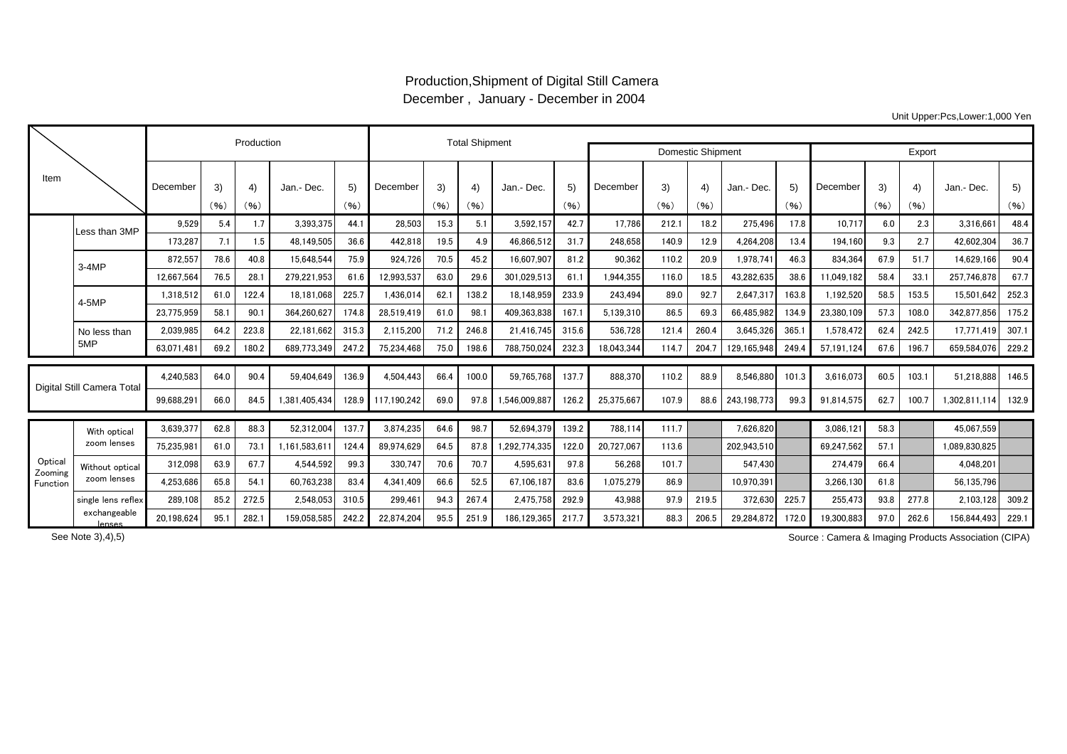# Production,Shipment of Digital Still Camera

## December , January - December in 2004

Unit Upper:Pcs,Lower:1,000 Yen

| Item | | Production | | | | | Total Shipment | | | | | Domestic Shipment | | | | | Export | | | | |
|---|---|---|---|---|---|---|---|---|---|---|---|---|---|---|---|---|---|---|---|---|---|
| | | December | 3) (%) | 4) (%) | Jan.- Dec. | 5) (%) | December | 3) (%) | 4) (%) | Jan.- Dec. | 5) (%) | December | 3) (%) | 4) (%) | Jan.- Dec. | 5) (%) | December | 3) (%) | 4) (%) | Jan.- Dec. | 5) (%) |
| | Less than 3MP | 9,529 | 5.4 | 1.7 | 3,393,375 | 44.1 | 28,503 | 15.3 | 5.1 | 3,592,157 | 42.7 | 17,786 | 212.1 | 18.2 | 275,496 | 17.8 | 10,717 | 6.0 | 2.3 | 3,316,661 | 48.4 |
| | | 173,287 | 7.1 | 1.5 | 48,149,505 | 36.6 | 442,818 | 19.5 | 4.9 | 46,866,512 | 31.7 | 248,658 | 140.9 | 12.9 | 4,264,208 | 13.4 | 194,160 | 9.3 | 2.7 | 42,602,304 | 36.7 |
| | 3-4MP | 872,557 | 78.6 | 40.8 | 15,648,544 | 75.9 | 924,726 | 70.5 | 45.2 | 16,607,907 | 81.2 | 90,362 | 110.2 | 20.9 | 1,978,741 | 46.3 | 834,364 | 67.9 | 51.7 | 14,629,166 | 90.4 |
| | | 12,667,564 | 76.5 | 28.1 | 279,221,953 | 61.6 | 12,993,537 | 63.0 | 29.6 | 301,029,513 | 61.1 | 1,944,355 | 116.0 | 18.5 | 43,282,635 | 38.6 | 11,049,182 | 58.4 | 33.1 | 257,746,878 | 67.7 |
| | 4-5MP | 1,318,512 | 61.0 | 122.4 | 18,181,068 | 225.7 | 1,436,014 | 62.1 | 138.2 | 18,148,959 | 233.9 | 243,494 | 89.0 | 92.7 | 2,647,317 | 163.8 | 1,192,520 | 58.5 | 153.5 | 15,501,642 | 252.3 |
| | | 23,775,959 | 58.1 | 90.1 | 364,260,627 | 174.8 | 28,519,419 | 61.0 | 98.1 | 409,363,838 | 167.1 | 5,139,310 | 86.5 | 69.3 | 66,485,982 | 134.9 | 23,380,109 | 57.3 | 108.0 | 342,877,856 | 175.2 |
| | No less than 5MP | 2,039,985 | 64.2 | 223.8 | 22,181,662 | 315.3 | 2,115,200 | 71.2 | 246.8 | 21,416,745 | 315.6 | 536,728 | 121.4 | 260.4 | 3,645,326 | 365.1 | 1,578,472 | 62.4 | 242.5 | 17,771,419 | 307.1 |
| | | 63,071,481 | 69.2 | 180.2 | 689,773,349 | 247.2 | 75,234,468 | 75.0 | 198.6 | 788,750,024 | 232.3 | 18,043,344 | 114.7 | 204.7 | 129,165,948 | 249.4 | 57,191,124 | 67.6 | 196.7 | 659,584,076 | 229.2 |
| Digital Still Camera Total | | 4,240,583 | 64.0 | 90.4 | 59,404,649 | 136.9 | 4,504,443 | 66.4 | 100.0 | 59,765,768 | 137.7 | 888,370 | 110.2 | 88.9 | 8,546,880 | 101.3 | 3,616,073 | 60.5 | 103.1 | 51,218,888 | 146.5 |
| | | 99,688,291 | 66.0 | 84.5 | 1,381,405,434 | 128.9 | 117,190,242 | 69.0 | 97.8 | 1,546,009,887 | 126.2 | 25,375,667 | 107.9 | 88.6 | 243,198,773 | 99.3 | 91,814,575 | 62.7 | 100.7 | 1,302,811,114 | 132.9 |
| Optical Zooming Function | With optical zoom lenses | 3,639,377 | 62.8 | 88.3 | 52,312,004 | 137.7 | 3,874,235 | 64.6 | 98.7 | 52,694,379 | 139.2 | 788,114 | 111.7 | | 7,626,820 | | 3,086,121 | 58.3 | | 45,067,559 | |
| | | 75,235,981 | 61.0 | 73.1 | 1,161,583,611 | 124.4 | 89,974,629 | 64.5 | 87.8 | 1,292,774,335 | 122.0 | 20,727,067 | 113.6 | | 202,943,510 | | 69,247,562 | 57.1 | | 1,089,830,825 | |
| | Without optical zoom lenses | 312,098 | 63.9 | 67.7 | 4,544,592 | 99.3 | 330,747 | 70.6 | 70.7 | 4,595,631 | 97.8 | 56,268 | 101.7 | | 547,430 | | 274,479 | 66.4 | | 4,048,201 | |
| | | 4,253,686 | 65.8 | 54.1 | 60,763,238 | 83.4 | 4,341,409 | 66.6 | 52.5 | 67,106,187 | 83.6 | 1,075,279 | 86.9 | | 10,970,391 | | 3,266,130 | 61.8 | | 56,135,796 | |
| | single lens reflex exchangeable lenses | 289,108 | 85.2 | 272.5 | 2,548,053 | 310.5 | 299,461 | 94.3 | 267.4 | 2,475,758 | 292.9 | 43,988 | 97.9 | 219.5 | 372,630 | 225.7 | 255,473 | 93.8 | 277.8 | 2,103,128 | 309.2 |
| | | 20,198,624 | 95.1 | 282.1 | 159,058,585 | 242.2 | 22,874,204 | 95.5 | 251.9 | 186,129,365 | 217.7 | 3,573,321 | 88.3 | 206.5 | 29,284,872 | 172.0 | 19,300,883 | 97.0 | 262.6 | 156,844,493 | 229.1 |

See Note 3),4),5)

Source : Camera & Imaging Products Association (CIPA)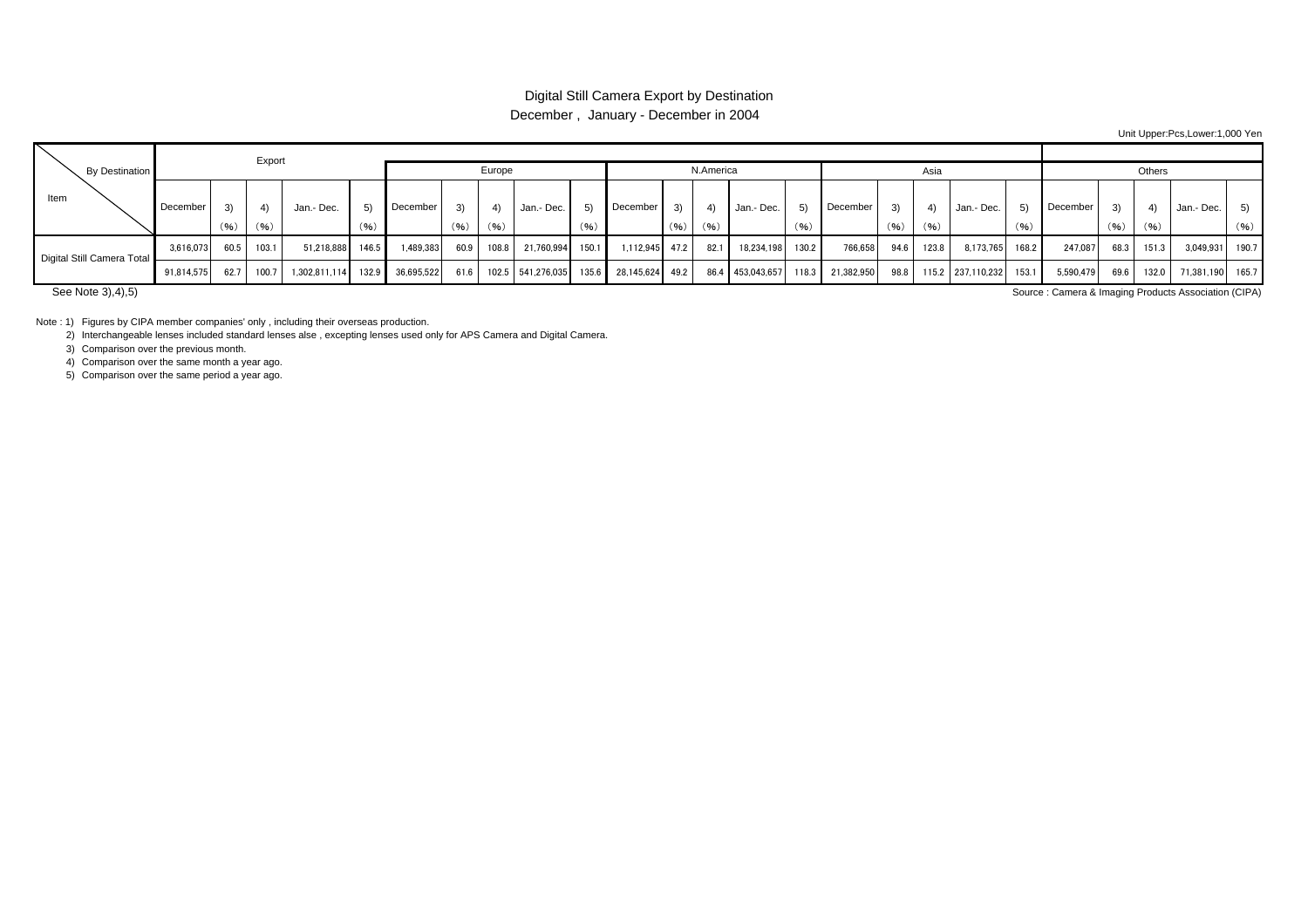# Digital Still Camera Export by Destination

December , January - December in 2004

Unit Upper:Pcs,Lower:1,000 Yen

| By Destination / Item | Export | | | | | Europe | | | | | N.America | | | | | Asia | | | | | Others | | | | |
|---|---|---|---|---|---|---|---|---|---|---|---|---|---|---|---|---|---|---|---|---|---|---|---|---|---|
| | December | 3) (%) | 4) (%) | Jan.- Dec. | 5) (%) | December | 3) (%) | 4) (%) | Jan.- Dec. | 5) (%) | December | 3) (%) | 4) (%) | Jan.- Dec. | 5) (%) | December | 3) (%) | 4) (%) | Jan.- Dec. | 5) (%) | December | 3) (%) | 4) (%) | Jan.- Dec. | 5) (%) |
| Digital Still Camera Total | 3,616,073 | 60.5 | 103.1 | 51,218,888 | 146.5 | 1,489,383 | 60.9 | 108.8 | 21,760,994 | 150.1 | 1,112,945 | 47.2 | 82.1 | 18,234,198 | 130.2 | 766,658 | 94.6 | 123.8 | 8,173,765 | 168.2 | 247,087 | 68.3 | 151.3 | 3,049,931 | 190.7 |
| | 91,814,575 | 62.7 | 100.7 | 1,302,811,114 | 132.9 | 36,695,522 | 61.6 | 102.5 | 541,276,035 | 135.6 | 28,145,624 | 49.2 | 86.4 | 453,043,657 | 118.3 | 21,382,950 | 98.8 | 115.2 | 237,110,232 | 153.1 | 5,590,479 | 69.6 | 132.0 | 71,381,190 | 165.7 |

See Note 3),4),5)

Source : Camera & Imaging Products Association (CIPA)

Note : 1) Figures by CIPA member companies' only , including their overseas production.

2) Interchangeable lenses included standard lenses alse , excepting lenses used only for APS Camera and Digital Camera.

3) Comparison over the previous month.

4) Comparison over the same month a year ago.

5) Comparison over the same period a year ago.